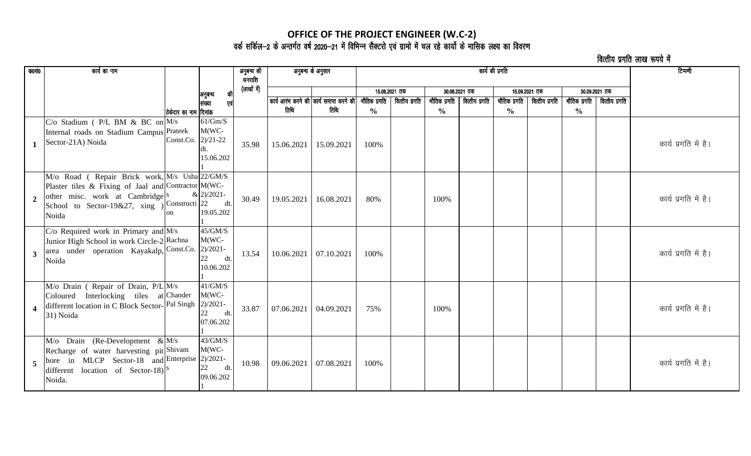# OFFICE OF THE PROJECT ENGINEER (W.C-2)

## वर्क सर्किल–2 के अन्तर्गत वर्ष 2020–21 में विभिन्न सैक्टरो एवं ग्रामो में चल रहे कार्यो के मासिक लक्ष्य का विवरण

वित्तीय प्रगति लाख रूपये में

| क्र0सं0 | कार्य का नाम | ठेकेदार का नाम | अनुबन्ध की संख्या एवं दिनांक | अनुबन्ध की धनराशि (लाखों में) | अनुबन्ध के अनुसार | | कार्य की प्रगति | | | | | | | | टिप्पणी |
|---|---|---|---|---|---|---|---|---|---|---|---|---|---|---|---|
| | | | | | | | 15.08.2021 तक | | 30.08.2021 तक | | 15.09.2021 तक | | 30.09.2021 तक | | |
| | | | | | कार्य आरंभ करने की तिथि | कार्य समाप्त करने की तिथि | भौतिक प्रगति % | वित्तीय प्रगति | भौतिक प्रगति % | वित्तीय प्रगति | भौतिक प्रगति % | वित्तीय प्रगति | भौतिक प्रगति % | वित्तीय प्रगति | |
| 1 | C/o Stadium ( P/L BM & BC on Internal roads on Stadium Campus Sector-21A) Noida | M/s Prateek Const.Co. | 61/Gm/SM(WC-2)/21-22 dt. 15.06.2021 | 35.98 | 15.06.2021 | 15.09.2021 | 100% | | | | | | | | कार्य प्रगति में है। |
| 2 | M/o Road ( Repair Brick work, Plaster tiles & Fixing of Jaal and other misc. work at Cambridge School to Sector-19&27, xing ) Noida | M/s Usha Contractors & Construction | 22/GM/SM(WC-2)/2021-22 dt. 19.05.2021 | 30.49 | 19.05.2021 | 16.08.2021 | 80% | | 100% | | | | | | कार्य प्रगति में है। |
| 3 | C/o Required work in Primary and Junior High School in work Circle-2 area under operation Kayakalp, Noida | M/s Rachna Const.Co. | 45/GM/SM(WC-2)/2021-22 dt. 10.06.2021 | 13.54 | 10.06.2021 | 07.10.2021 | 100% | | | | | | | | कार्य प्रगति में है। |
| 4 | M/o Drain ( Repair of Drain, P/L Coloured Interlocking tiles at different location in C Block Sector-31) Noida | M/s Chander Pal Singh | 41/GM/SM(WC-2)/2021-22 dt. 07.06.2021 | 33.87 | 07.06.2021 | 04.09.2021 | 75% | | 100% | | | | | | कार्य प्रगति में है। |
| 5 | M/o Drain (Re-Development & Recharge of water harvesting pit bore in MLCP Sector-18 and different location of Sector-18) Noida. | M/s Shivam Enterprises | 43/GM/SM(WC-2)/2021-22 dt. 09.06.2021 | 10.98 | 09.06.2021 | 07.08.2021 | 100% | | | | | | | | कार्य प्रगति में है। |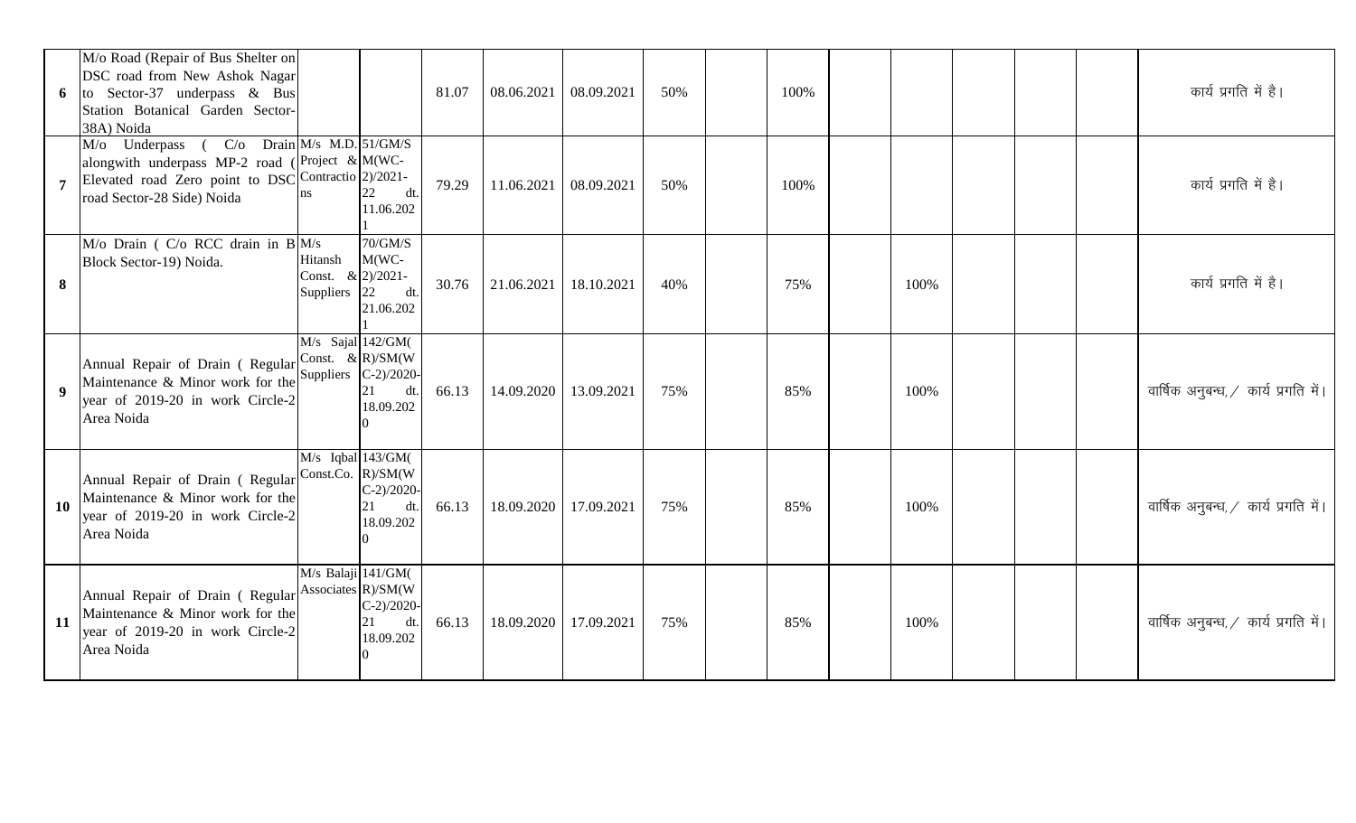| | | | | | | | | | | | | | | | |
|---|---|---|---|---|---|---|---|---|---|---|---|---|---|---|---|
| 6 | M/o Road (Repair of Bus Shelter on DSC road from New Ashok Nagar to Sector-37 underpass & Bus Station Botanical Garden Sector-38A) Noida | | | 81.07 | 08.06.2021 | 08.09.2021 | 50% | | 100% | | | | | | कार्य प्रगति में है। |
| 7 | M/o Underpass ( C/o Drain alongwith underpass MP-2 road ( Elevated road Zero point to DSC road Sector-28 Side) Noida | M/s M.D. Project & Contractions | 51/GM/SM(WC-2)/2021-22 dt. 11.06.2021 | 79.29 | 11.06.2021 | 08.09.2021 | 50% | | 100% | | | | | | कार्य प्रगति में है। |
| 8 | M/o Drain ( C/o RCC drain in B Block Sector-19) Noida. | M/s Hitansh Const. & Suppliers | 70/GM/SM(WC-2)/2021-22 dt. 21.06.2021 | 30.76 | 21.06.2021 | 18.10.2021 | 40% | | 75% | | 100% | | | | कार्य प्रगति में है। |
| 9 | Annual Repair of Drain ( Regular Maintenance & Minor work for the year of 2019-20 in work Circle-2 Area Noida | M/s Sajal Const. & Suppliers | 142/GM(R)/SM(WC-2)/2020-21 dt. 18.09.2020 | 66.13 | 14.09.2020 | 13.09.2021 | 75% | | 85% | | 100% | | | | वार्षिक अनुबन्ध,/ कार्य प्रगति में। |
| 10 | Annual Repair of Drain ( Regular Maintenance & Minor work for the year of 2019-20 in work Circle-2 Area Noida | M/s Iqbal Const.Co. | 143/GM(R)/SM(WC-2)/2020-21 dt. 18.09.2020 | 66.13 | 18.09.2020 | 17.09.2021 | 75% | | 85% | | 100% | | | | वार्षिक अनुबन्ध,/ कार्य प्रगति में। |
| 11 | Annual Repair of Drain ( Regular Maintenance & Minor work for the year of 2019-20 in work Circle-2 Area Noida | M/s Balaji Associates | 141/GM(R)/SM(WC-2)/2020-21 dt. 18.09.2020 | 66.13 | 18.09.2020 | 17.09.2021 | 75% | | 85% | | 100% | | | | वार्षिक अनुबन्ध,/ कार्य प्रगति में। |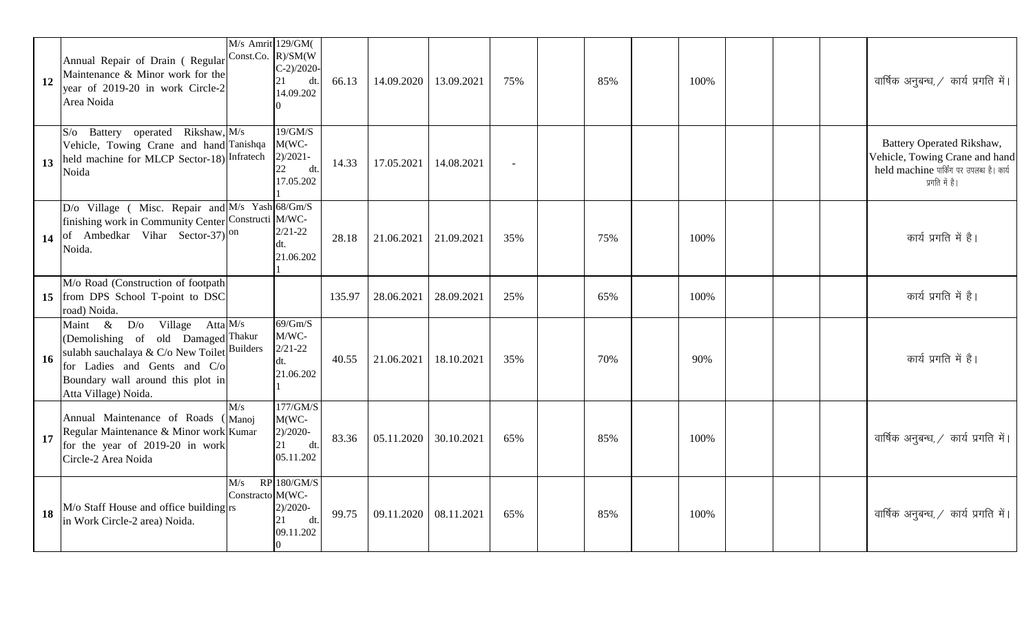| | | | | | | | | | | | | | | | |
|---|---|---|---|---|---|---|---|---|---|---|---|---|---|---|---|
| 12 | Annual Repair of Drain ( Regular Maintenance & Minor work for the year of 2019-20 in work Circle-2 Area Noida | M/s Amrit Const.Co. | 129/GM(R)/SM(WC-2)/2020-21 dt. 14.09.2020 | 66.13 | 14.09.2020 | 13.09.2021 | 75% | | 85% | | 100% | | | | वार्षिक अनुबन्ध,/ कार्य प्रगति में। |
| 13 | S/o Battery operated Rikshaw, Vehicle, Towing Crane and hand held machine for MLCP Sector-18) Noida | M/s Tanishqa Infratech | 19/GM/SM(WC-2)/2021-22 dt. 17.05.2021 | 14.33 | 17.05.2021 | 14.08.2021 | - | | | | | | | | Battery Operated Rikshaw, Vehicle, Towing Crane and hand held machine पार्किंग पर उपलब्ध है। कार्य प्रगति में है। |
| 14 | D/o Village ( Misc. Repair and finishing work in Community Center of Ambedkar Vihar Sector-37) Noida. | M/s Yash Construction | 68/Gm/SM/WC-2/21-22 dt. 21.06.2021 | 28.18 | 21.06.2021 | 21.09.2021 | 35% | | 75% | | 100% | | | | कार्य प्रगति में है। |
| 15 | M/o Road (Construction of footpath from DPS School T-point to DSC road) Noida. | | | 135.97 | 28.06.2021 | 28.09.2021 | 25% | | 65% | | 100% | | | | कार्य प्रगति में है। |
| 16 | Maint & D/o Village Atta (Demolishing of old Damaged sulabh sauchalaya & C/o New Toilet for Ladies and Gents and C/o Boundary wall around this plot in Atta Village) Noida. | M/s Thakur Builders | 69/Gm/SM/WC-2/21-22 dt. 21.06.2021 | 40.55 | 21.06.2021 | 18.10.2021 | 35% | | 70% | | 90% | | | | कार्य प्रगति में है। |
| 17 | Annual Maintenance of Roads ( Regular Maintenance & Minor work for the year of 2019-20 in work Circle-2 Area Noida | M/s Manoj Kumar | 177/GM/SM(WC-2)/2020-21 dt. 05.11.2020 | 83.36 | 05.11.2020 | 30.10.2021 | 65% | | 85% | | 100% | | | | वार्षिक अनुबन्ध,/ कार्य प्रगति में। |
| 18 | M/o Staff House and office building in Work Circle-2 area) Noida. | M/s RP Constractors | 180/GM/SM(WC-2)/2020-21 dt. 09.11.2020 | 99.75 | 09.11.2020 | 08.11.2021 | 65% | | 85% | | 100% | | | | वार्षिक अनुबन्ध,/ कार्य प्रगति में। |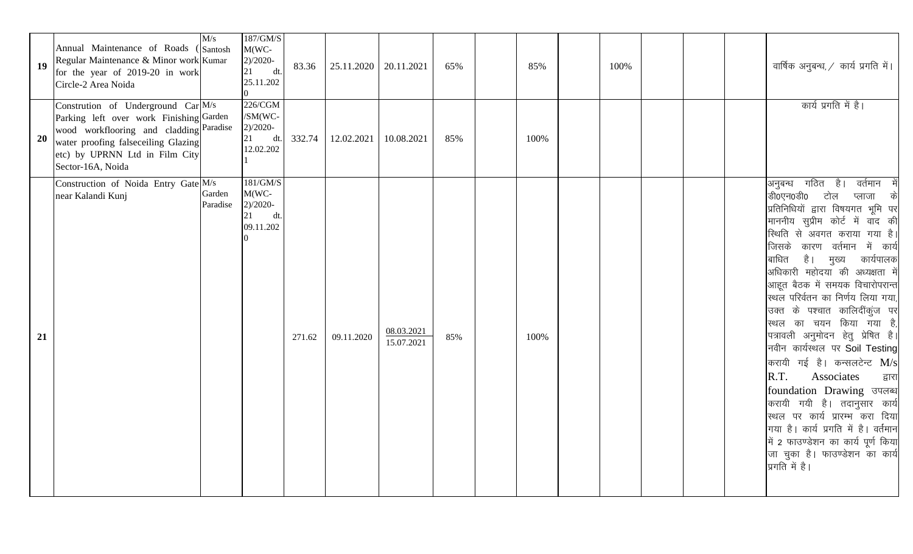| | | | | | | | | | | | | | | | |
|---|---|---|---|---|---|---|---|---|---|---|---|---|---|---|---|
| **19** | Annual Maintenance of Roads ( Regular Maintenance & Minor work for the year of 2019-20 in work Circle-2 Area Noida | M/s Santosh Kumar | 187/GM/SM(WC-2)/2020-21 dt. 25.11.2020 | 83.36 | 25.11.2020 | 20.11.2021 | 65% | | 85% | | 100% | | | | वार्षिक अनुबन्ध, / कार्य प्रगति में। |
| **20** | Constrution of Underground Car Parking left over work Finishing wood workflooring and cladding water proofing falseceiling Glazing etc) by UPRNN Ltd in Film City Sector-16A, Noida | M/s Garden Paradise | 226/CGM/SM(WC-2)/2020-21 dt. 12.02.2021 | 332.74 | 12.02.2021 | 10.08.2021 | 85% | | 100% | | | | | | कार्य प्रगति में है। |
| **21** | Construction of Noida Entry Gate near Kalandi Kunj | M/s Garden Paradise | 181/GM/SM(WC-2)/2020-21 dt. 09.11.2020 | 271.62 | 09.11.2020 | 08.03.2021<br>15.07.2021 | 85% | | 100% | | | | | | अनुबन्ध गठित है। वर्तमान में डी0एन0डी0 टोल प्लाजा के प्रतिनिधियों द्वारा विषयगत भूमि पर माननीय सुप्रीम कोर्ट में वाद की स्थिति से अवगत कराया गया है। जिसके कारण वर्तमान में कार्य बाधित है। मुख्य कार्यपालक अधिकारी महोदया की अध्यक्षता में आहूत बैठक में समयक विचारोपरान्त स्थल परिवर्तन का निर्णय लिया गया, उक्त के पश्चात कालिदींकुंज पर स्थल का चयन किया गया है, पत्रावली अनुमोदन हेतु प्रेषित है। नवीन कार्यस्थल पर Soil Testing करायी गई है। कन्सलटेन्ट M/s R.T. Associates द्वारा foundation Drawing उपलब्ध करायी गयी है। तदानुसार कार्य स्थल पर कार्य प्रारम्भ करा दिया गया है। कार्य प्रगति में है। वर्तमान में 2 फाउण्डेशन का कार्य पूर्ण किया जा चुका है। फाउण्डेशन का कार्य प्रगति में है। |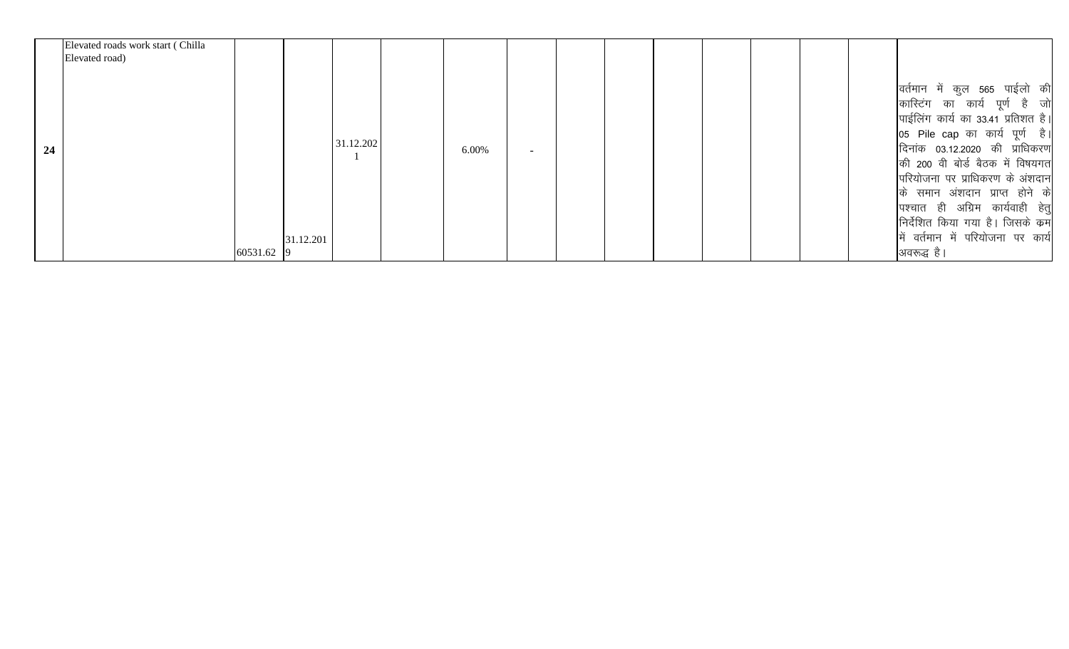| | | | | | | | | | | | | | | | |
|---|---|---|---|---|---|---|---|---|---|---|---|---|---|---|---|
| **24** | Elevated roads work start ( Chilla Elevated road) | 60531.62 | 31.12.2019 | 31.12.2021 | | 6.00% | - | | | | | | | | वर्तमान में कुल 565 पाईलो की कास्टिंग का कार्य पूर्ण है जो पाईलिंग कार्य का 33.41 प्रतिशत है। 05 Pile cap का कार्य पूर्ण है। दिनांक 03.12.2020 की प्राधिकरण की 200 वी बोर्ड बैठक में विषयगत परियोजना पर प्राधिकरण के अंशदान के समान अंशदान प्राप्त होने के पश्चात ही अग्रिम कार्यवाही हेतु निर्देशित किया गया है। जिसके कम में वर्तमान में परियोजना पर कार्य अवरूद्ध है। |